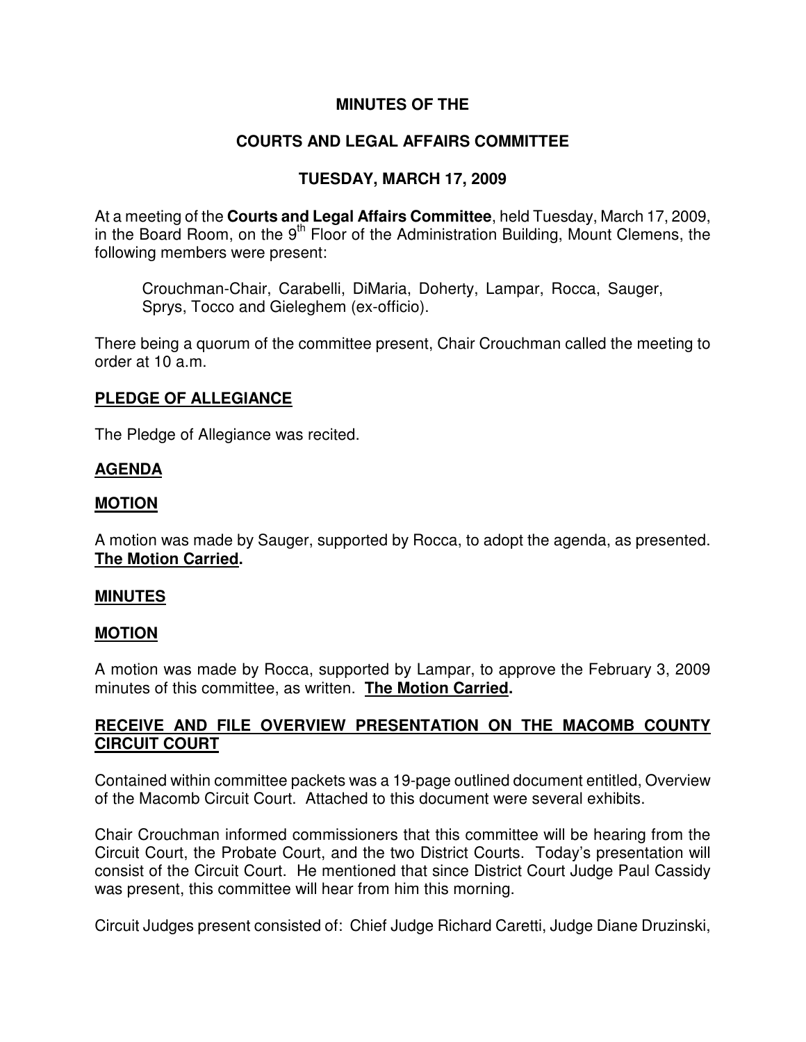# MINUTES OF THE

# COURTS AND LEGAL AFFAIRS COMMITTEE

# TUESDAY, MARCH 17, 2009

At a meeting of the **Courts and Legal Affairs Committee**, held Tuesday, March 17, 2009, in the Board Room, on the 9th Floor of the Administration Building, Mount Clemens, the following members were present:

> Crouchman-Chair, Carabelli, DiMaria, Doherty, Lampar, Rocca, Sauger, Sprys, Tocco and Gieleghem (ex-officio).

There being a quorum of the committee present, Chair Crouchman called the meeting to order at 10 a.m.

## PLEDGE OF ALLEGIANCE

The Pledge of Allegiance was recited.

## AGENDA

## MOTION

A motion was made by Sauger, supported by Rocca, to adopt the agenda, as presented. **The Motion Carried.**

## MINUTES

## MOTION

A motion was made by Rocca, supported by Lampar, to approve the February 3, 2009 minutes of this committee, as written. **The Motion Carried.**

## RECEIVE AND FILE OVERVIEW PRESENTATION ON THE MACOMB COUNTY CIRCUIT COURT

Contained within committee packets was a 19-page outlined document entitled, Overview of the Macomb Circuit Court. Attached to this document were several exhibits.

Chair Crouchman informed commissioners that this committee will be hearing from the Circuit Court, the Probate Court, and the two District Courts. Today's presentation will consist of the Circuit Court. He mentioned that since District Court Judge Paul Cassidy was present, this committee will hear from him this morning.

Circuit Judges present consisted of: Chief Judge Richard Caretti, Judge Diane Druzinski,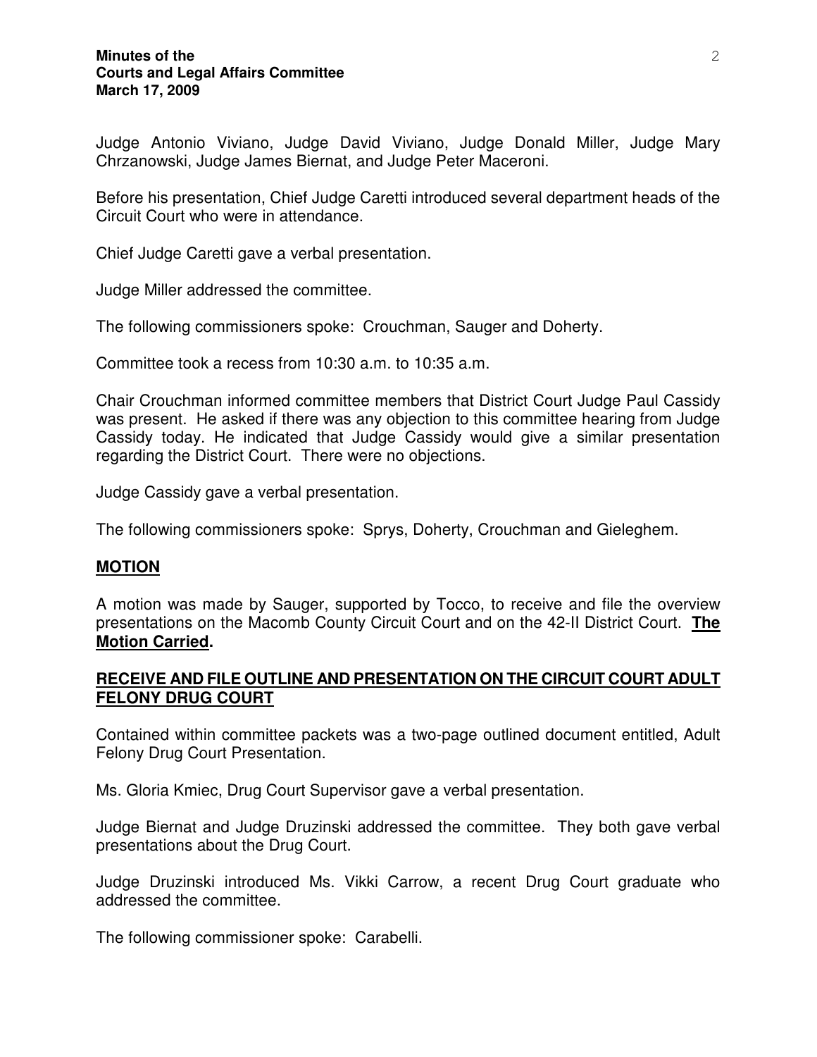Judge Antonio Viviano, Judge David Viviano, Judge Donald Miller, Judge Mary Chrzanowski, Judge James Biernat, and Judge Peter Maceroni.

Before his presentation, Chief Judge Caretti introduced several department heads of the Circuit Court who were in attendance.

Chief Judge Caretti gave a verbal presentation.

Judge Miller addressed the committee.

The following commissioners spoke: Crouchman, Sauger and Doherty.

Committee took a recess from 10:30 a.m. to 10:35 a.m.

Chair Crouchman informed committee members that District Court Judge Paul Cassidy was present. He asked if there was any objection to this committee hearing from Judge Cassidy today. He indicated that Judge Cassidy would give a similar presentation regarding the District Court. There were no objections.

Judge Cassidy gave a verbal presentation.

The following commissioners spoke: Sprys, Doherty, Crouchman and Gieleghem.

## MOTION

A motion was made by Sauger, supported by Tocco, to receive and file the overview presentations on the Macomb County Circuit Court and on the 42-II District Court. **The Motion Carried.**

## RECEIVE AND FILE OUTLINE AND PRESENTATION ON THE CIRCUIT COURT ADULT FELONY DRUG COURT

Contained within committee packets was a two-page outlined document entitled, Adult Felony Drug Court Presentation.

Ms. Gloria Kmiec, Drug Court Supervisor gave a verbal presentation.

Judge Biernat and Judge Druzinski addressed the committee. They both gave verbal presentations about the Drug Court.

Judge Druzinski introduced Ms. Vikki Carrow, a recent Drug Court graduate who addressed the committee.

The following commissioner spoke: Carabelli.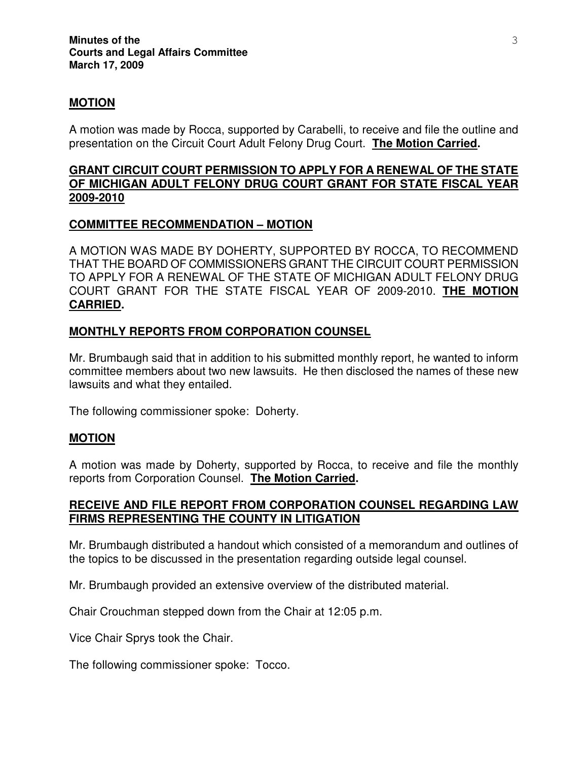**MOTION**

A motion was made by Rocca, supported by Carabelli, to receive and file the outline and presentation on the Circuit Court Adult Felony Drug Court. **The Motion Carried.**

**GRANT CIRCUIT COURT PERMISSION TO APPLY FOR A RENEWAL OF THE STATE OF MICHIGAN ADULT FELONY DRUG COURT GRANT FOR STATE FISCAL YEAR 2009-2010**

**COMMITTEE RECOMMENDATION – MOTION**

A MOTION WAS MADE BY DOHERTY, SUPPORTED BY ROCCA, TO RECOMMEND THAT THE BOARD OF COMMISSIONERS GRANT THE CIRCUIT COURT PERMISSION TO APPLY FOR A RENEWAL OF THE STATE OF MICHIGAN ADULT FELONY DRUG COURT GRANT FOR THE STATE FISCAL YEAR OF 2009-2010. **THE MOTION CARRIED.**

**MONTHLY REPORTS FROM CORPORATION COUNSEL**

Mr. Brumbaugh said that in addition to his submitted monthly report, he wanted to inform committee members about two new lawsuits. He then disclosed the names of these new lawsuits and what they entailed.

The following commissioner spoke: Doherty.

**MOTION**

A motion was made by Doherty, supported by Rocca, to receive and file the monthly reports from Corporation Counsel. **The Motion Carried.**

**RECEIVE AND FILE REPORT FROM CORPORATION COUNSEL REGARDING LAW FIRMS REPRESENTING THE COUNTY IN LITIGATION**

Mr. Brumbaugh distributed a handout which consisted of a memorandum and outlines of the topics to be discussed in the presentation regarding outside legal counsel.

Mr. Brumbaugh provided an extensive overview of the distributed material.

Chair Crouchman stepped down from the Chair at 12:05 p.m.

Vice Chair Sprys took the Chair.

The following commissioner spoke: Tocco.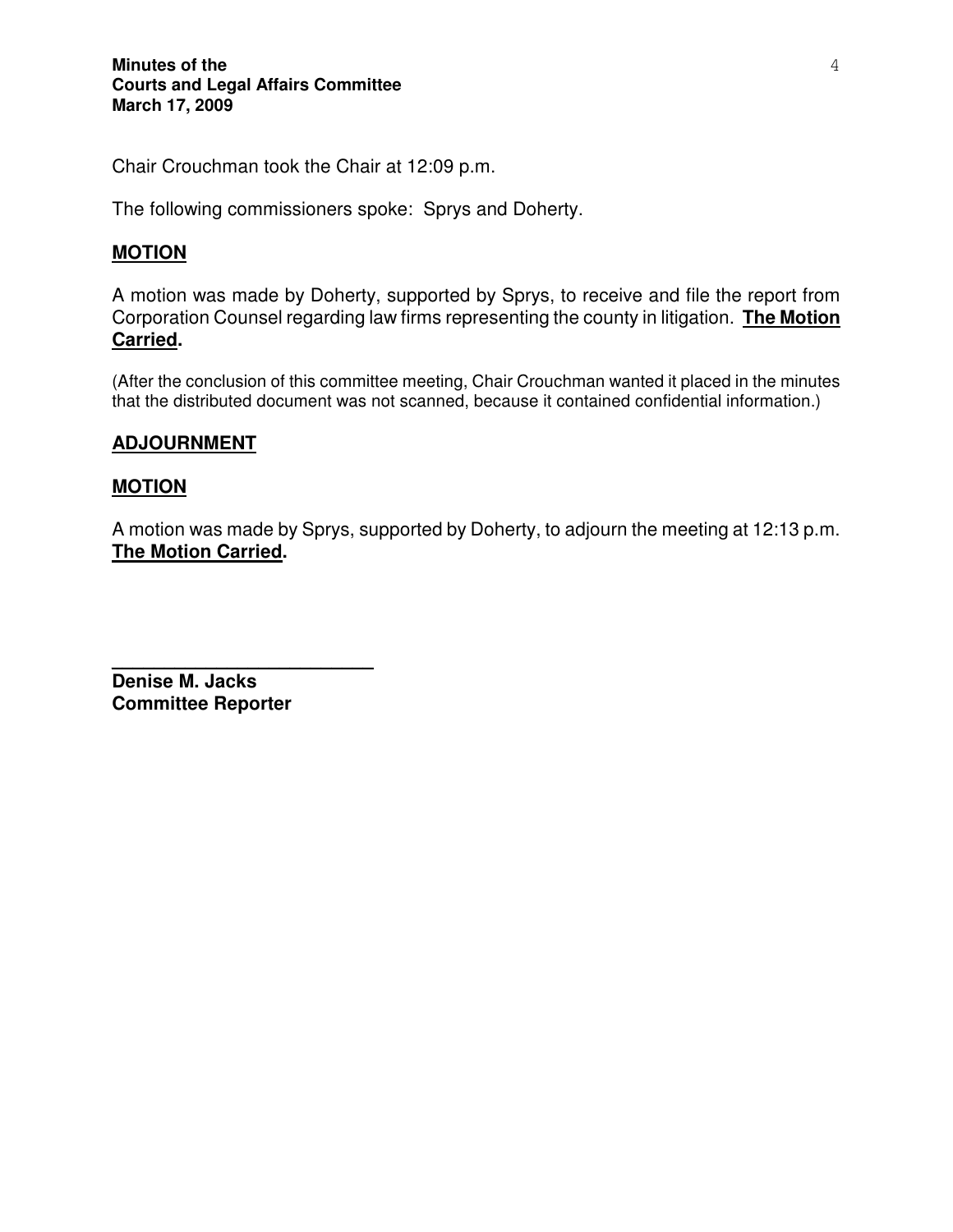Chair Crouchman took the Chair at 12:09 p.m.

The following commissioners spoke: Sprys and Doherty.

**MOTION**

A motion was made by Doherty, supported by Sprys, to receive and file the report from Corporation Counsel regarding law firms representing the county in litigation. **The Motion Carried.**

(After the conclusion of this committee meeting, Chair Crouchman wanted it placed in the minutes that the distributed document was not scanned, because it contained confidential information.)

**ADJOURNMENT**

**MOTION**

A motion was made by Sprys, supported by Doherty, to adjourn the meeting at 12:13 p.m. **The Motion Carried.**

\_\_\_\_\_\_\_\_\_\_\_\_\_\_\_\_\_\_\_\_\_\_\_\_\_\_

**Denise M. Jacks**
**Committee Reporter**